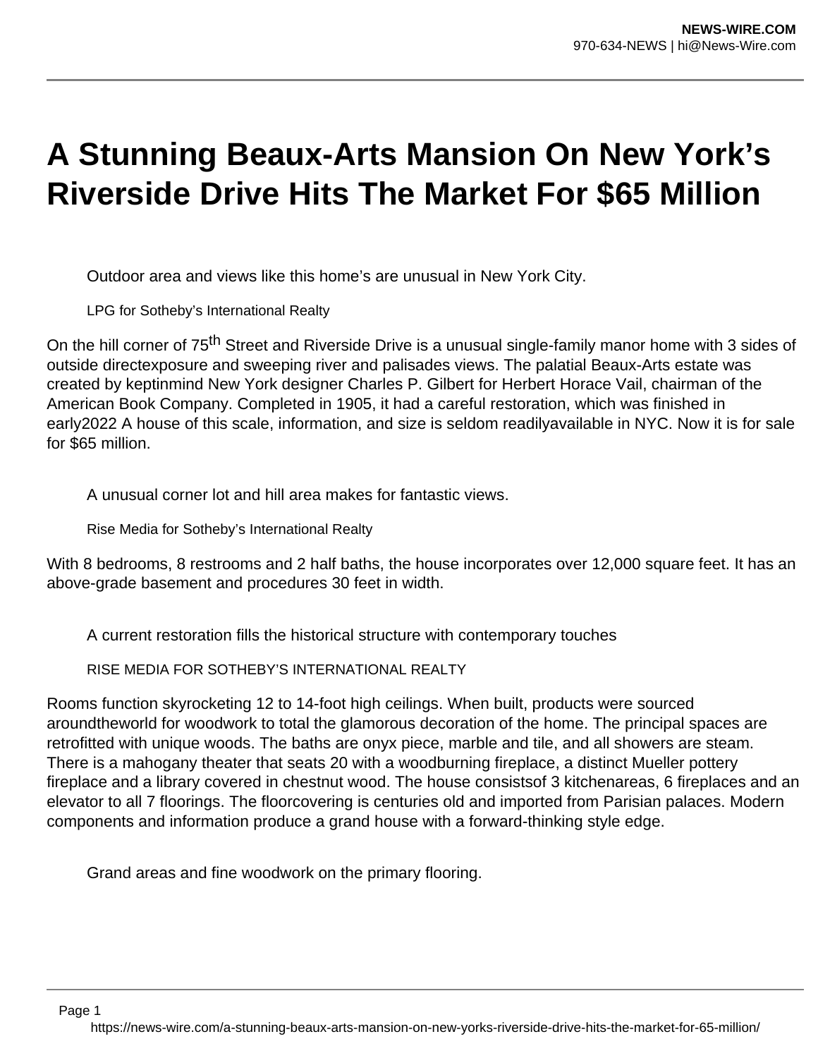# A Stunning Beaux-Arts Mansion On New York's Riverside Drive Hits The Market For $65 Million

Outdoor area and views like this home's are unusual in New York City.

LPG for Sotheby's International Realty

On the hill corner of 75$^{th}$ Street and Riverside Drive is a unusual single-family manor home with 3 sides of outside directexposure and sweeping river and palisades views. The palatial Beaux-Arts estate was created by keptinmind New York designer Charles P. Gilbert for Herbert Horace Vail, chairman of the American Book Company. Completed in 1905, it had a careful restoration, which was finished in early2022 A house of this scale, information, and size is seldom readilyavailable in NYC. Now it is for sale for $65 million.

A unusual corner lot and hill area makes for fantastic views.

Rise Media for Sotheby's International Realty

With 8 bedrooms, 8 restrooms and 2 half baths, the house incorporates over 12,000 square feet. It has an above-grade basement and procedures 30 feet in width.

A current restoration fills the historical structure with contemporary touches

RISE MEDIA FOR SOTHEBY'S INTERNATIONAL REALTY

Rooms function skyrocketing 12 to 14-foot high ceilings. When built, products were sourced aroundtheworld for woodwork to total the glamorous decoration of the home. The principal spaces are retrofitted with unique woods. The baths are onyx piece, marble and tile, and all showers are steam. There is a mahogany theater that seats 20 with a woodburning fireplace, a distinct Mueller pottery fireplace and a library covered in chestnut wood. The house consistsof 3 kitchenareas, 6 fireplaces and an elevator to all 7 floorings. The floorcovering is centuries old and imported from Parisian palaces. Modern components and information produce a grand house with a forward-thinking style edge.

Grand areas and fine woodwork on the primary flooring.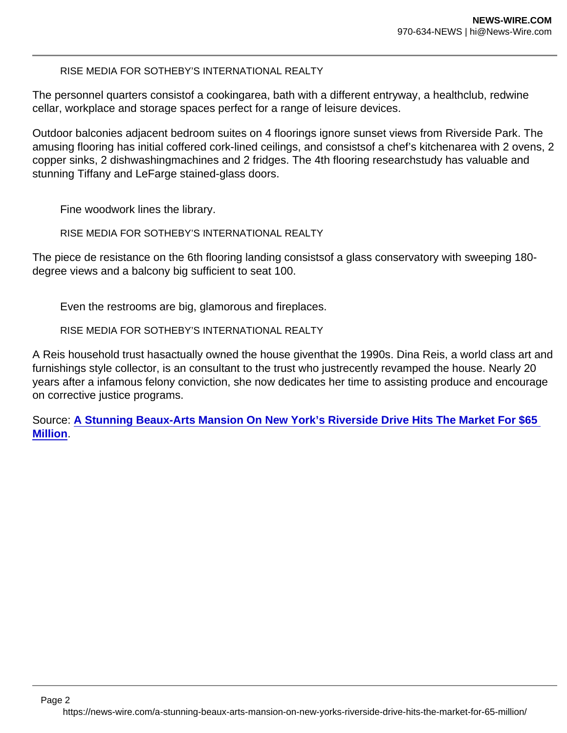RISE MEDIA FOR SOTHEBY'S INTERNATIONAL REALTY

The personnel quarters consistof a cookingarea, bath with a different entryway, a healthclub, redwine cellar, workplace and storage spaces perfect for a range of leisure devices.

Outdoor balconies adjacent bedroom suites on 4 floorings ignore sunset views from Riverside Park. The amusing flooring has initial coffered cork-lined ceilings, and consistsof a chef's kitchenarea with 2 ovens, 2 copper sinks, 2 dishwashingmachines and 2 fridges. The 4th flooring researchstudy has valuable and stunning Tiffany and LeFarge stained-glass doors.

Fine woodwork lines the library.

RISE MEDIA FOR SOTHEBY'S INTERNATIONAL REALTY

The piece de resistance on the 6th flooring landing consistsof a glass conservatory with sweeping 180-degree views and a balcony big sufficient to seat 100.

Even the restrooms are big, glamorous and fireplaces.

RISE MEDIA FOR SOTHEBY'S INTERNATIONAL REALTY

A Reis household trust hasactually owned the house giventhat the 1990s. Dina Reis, a world class art and furnishings style collector, is an consultant to the trust who justrecently revamped the house. Nearly 20 years after a infamous felony conviction, she now dedicates her time to assisting produce and encourage on corrective justice programs.

Source: **[A Stunning Beaux-Arts Mansion On New York's Riverside Drive Hits The Market For $65 Million](https://news-wire.com/a-stunning-beaux-arts-mansion-on-new-yorks-riverside-drive-hits-the-market-for-65-million/)**.